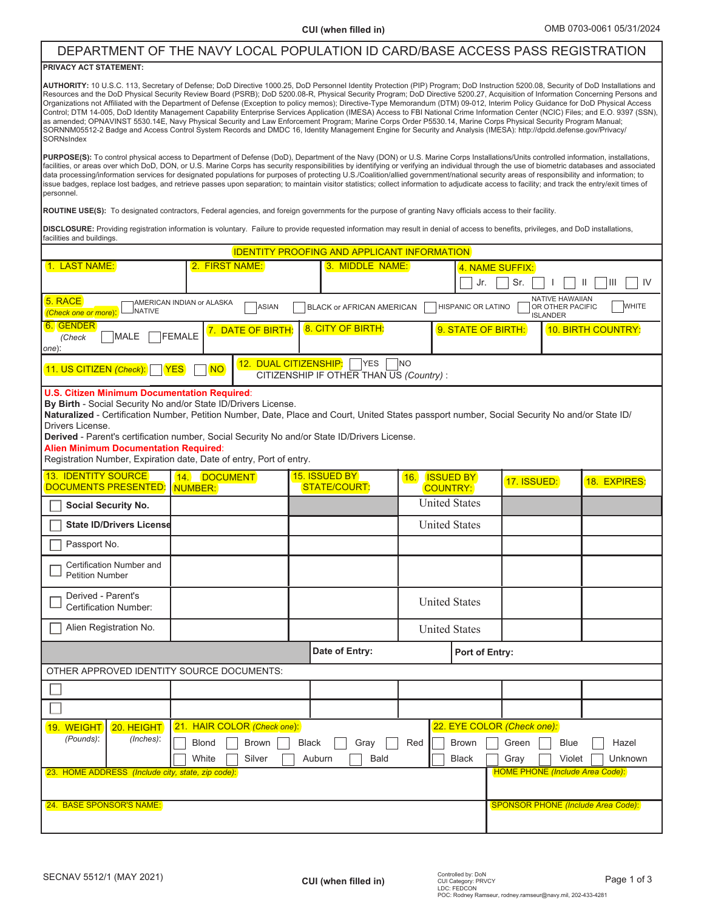CUI (when filled in)

OMB 0703-0061 05/31/2024

# DEPARTMENT OF THE NAVY LOCAL POPULATION ID CARD/BASE ACCESS PASS REGISTRATION

**PRIVACY ACT STATEMENT:**

**AUTHORITY:** 10 U.S.C. 113, Secretary of Defense; DoD Directive 1000.25, DoD Personnel Identity Protection (PIP) Program; DoD Instruction 5200.08, Security of DoD Installations and Resources and the DoD Physical Security Review Board (PSRB); DoD 5200.08-R, Physical Security Program; DoD Directive 5200.27, Acquisition of Information Concerning Persons and Organizations not Affiliated with the Department of Defense (Exception to policy memos); Directive-Type Memorandum (DTM) 09-012, Interim Policy Guidance for DoD Physical Access Control; DTM 14-005, DoD Identity Management Capability Enterprise Services Application (IMESA) Access to FBI National Crime Information Center (NCIC) Files; and E.O. 9397 (SSN), as amended; OPNAVINST 5530.14E, Navy Physical Security and Law Enforcement Program; Marine Corps Order P5530.14, Marine Corps Physical Security Program Manual; SORNNM05512-2 Badge and Access Control System Records and DMDC 16, Identity Management Engine for Security and Analysis (IMESA): http://dpcld.defense.gov/Privacy/SORNsIndex

**PURPOSE(S):** To control physical access to Department of Defense (DoD), Department of the Navy (DON) or U.S. Marine Corps Installations/Units controlled information, installations, facilities, or areas over which DoD, DON, or U.S. Marine Corps has security responsibilities by identifying or verifying an individual through the use of biometric databases and associated data processing/information services for designated populations for purposes of protecting U.S./Coalition/allied government/national security areas of responsibility and information; to issue badges, replace lost badges, and retrieve passes upon separation; to maintain visitor statistics; collect information to adjudicate access to facility; and track the entry/exit times of personnel.

**ROUTINE USE(S):** To designated contractors, Federal agencies, and foreign governments for the purpose of granting Navy officials access to their facility.

**DISCLOSURE:** Providing registration information is voluntary. Failure to provide requested information may result in denial of access to benefits, privileges, and DoD installations, facilities and buildings.

## IDENTITY PROOFING AND APPLICANT INFORMATION

| | | | |
|---|---|---|---|
| 1. LAST NAME: | 2. FIRST NAME: | 3. MIDDLE NAME: | 4. NAME SUFFIX: ☐ Jr. ☐ Sr. ☐ I ☐ II ☐ III ☐ IV |

5. RACE *(Check one or more)*: ☐ AMERICAN INDIAN or ALASKA NATIVE ☐ ASIAN ☐ BLACK or AFRICAN AMERICAN ☐ HISPANIC OR LATINO ☐ NATIVE HAWAIIAN OR OTHER PACIFIC ISLANDER ☐ WHITE

| | | | | |
|---|---|---|---|---|
| 6. GENDER *(Check one)*: ☐ MALE ☐ FEMALE | 7. DATE OF BIRTH: | 8. CITY OF BIRTH: | 9. STATE OF BIRTH: | 10. BIRTH COUNTRY: |

11. US CITIZEN *(Check)*: ☐ YES ☐ NO

12. DUAL CITIZENSHIP: ☐ YES ☐ NO
CITIZENSHIP IF OTHER THAN US *(Country)* :

**U.S. Citizen Minimum Documentation Required**:
**By Birth** - Social Security No and/or State ID/Drivers License.
**Naturalized** - Certification Number, Petition Number, Date, Place and Court, United States passport number, Social Security No and/or State ID/Drivers License.
**Derived** - Parent's certification number, Social Security No and/or State ID/Drivers License.
**Alien Minimum Documentation Required**:
Registration Number, Expiration date, Date of entry, Port of entry.

| 13. IDENTITY SOURCE DOCUMENTS PRESENTED: | 14. DOCUMENT NUMBER: | 15. ISSUED BY STATE/COURT: | 16. ISSUED BY COUNTRY: | 17. ISSUED: | 18. EXPIRES: |
|---|---|---|---|---|---|
| ☐ **Social Security No.** | | | United States | | |
| ☐ **State ID/Drivers License** | | | United States | | |
| ☐ Passport No. | | | | | |
| ☐ Certification Number and Petition Number | | | | | |
| ☐ Derived - Parent's Certification Number: | | | United States | | |
| ☐ Alien Registration No. | | | United States | | |
| | | **Date of Entry:** | | **Port of Entry:** | |

OTHER APPROVED IDENTITY SOURCE DOCUMENTS:

| | | | | | |
|---|---|---|---|---|---|
| ☐ | | | | | |
| ☐ | | | | | |

| 19. WEIGHT *(Pounds)*: | 20. HEIGHT *(Inches)*: | 21. HAIR COLOR *(Check one)*: | 22. EYE COLOR *(Check one)*: |
|---|---|---|---|
| | | ☐ Blond ☐ Brown ☐ Black ☐ Gray ☐ Red ☐ White ☐ Silver ☐ Auburn ☐ Bald | ☐ Brown ☐ Green ☐ Blue ☐ Hazel ☐ Black ☐ Gray ☐ Violet ☐ Unknown |

| | |
|---|---|
| 23. HOME ADDRESS *(Include city, state, zip code)*: | HOME PHONE *(Include Area Code)*: |
| 24. BASE SPONSOR'S NAME: | SPONSOR PHONE *(Include Area Code)*: |

SECNAV 5512/1 (MAY 2021)

CUI (when filled in)

Controlled by: DoN
CUI Category: PRVCY
LDC: FEDCON
POC: Rodney Ramseur, rodney.ramseur@navy.mil, 202-433-4281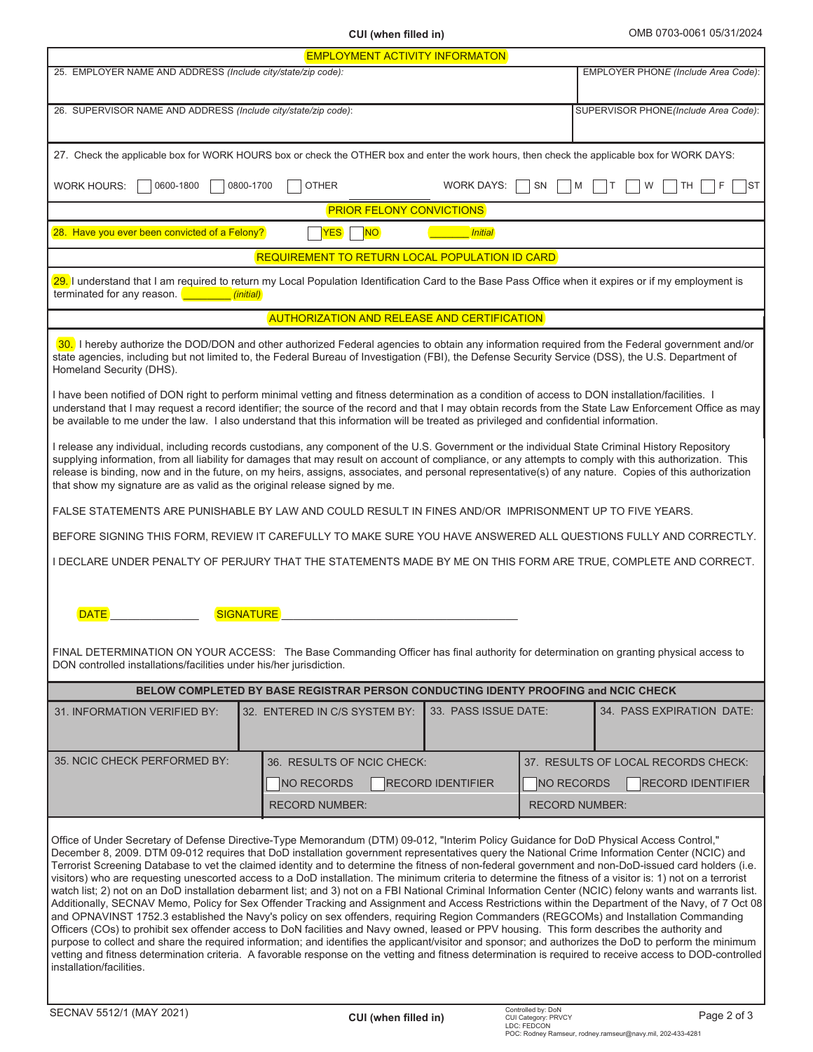CUI (when filled in)

OMB 0703-0061 05/31/2024

## EMPLOYMENT ACTIVITY INFORMATON

| | |
|---|---|
| 25. EMPLOYER NAME AND ADDRESS *(Include city/state/zip code):* | EMPLOYER PHONE *(Include Area Code)*: |
| 26. SUPERVISOR NAME AND ADDRESS *(Include city/state/zip code)*: | SUPERVISOR PHONE*(Include Area Code)*: |

27. Check the applicable box for WORK HOURS box or check the OTHER box and enter the work hours, then check the applicable box for WORK DAYS:

WORK HOURS: ☐ 0600-1800 ☐ 0800-1700 ☐ OTHER ____________ WORK DAYS: ☐ SN ☐ M ☐ T ☐ W ☐ TH ☐ F ☐ ST

## PRIOR FELONY CONVICTIONS

28. Have you ever been convicted of a Felony? ☐ YES ☐ NO _______ *Initial*

## REQUIREMENT TO RETURN LOCAL POPULATION ID CARD

29. I understand that I am required to return my Local Population Identification Card to the Base Pass Office when it expires or if my employment is terminated for any reason. ________ *(initial)*

## AUTHORIZATION AND RELEASE AND CERTIFICATION

30. I hereby authorize the DOD/DON and other authorized Federal agencies to obtain any information required from the Federal government and/or state agencies, including but not limited to, the Federal Bureau of Investigation (FBI), the Defense Security Service (DSS), the U.S. Department of Homeland Security (DHS).

I have been notified of DON right to perform minimal vetting and fitness determination as a condition of access to DON installation/facilities. I understand that I may request a record identifier; the source of the record and that I may obtain records from the State Law Enforcement Office as may be available to me under the law. I also understand that this information will be treated as privileged and confidential information.

I release any individual, including records custodians, any component of the U.S. Government or the individual State Criminal History Repository supplying information, from all liability for damages that may result on account of compliance, or any attempts to comply with this authorization. This release is binding, now and in the future, on my heirs, assigns, associates, and personal representative(s) of any nature. Copies of this authorization that show my signature are as valid as the original release signed by me.

FALSE STATEMENTS ARE PUNISHABLE BY LAW AND COULD RESULT IN FINES AND/OR IMPRISONMENT UP TO FIVE YEARS.

BEFORE SIGNING THIS FORM, REVIEW IT CAREFULLY TO MAKE SURE YOU HAVE ANSWERED ALL QUESTIONS FULLY AND CORRECTLY.

I DECLARE UNDER PENALTY OF PERJURY THAT THE STATEMENTS MADE BY ME ON THIS FORM ARE TRUE, COMPLETE AND CORRECT.

DATE ______________ SIGNATURE ____________________________________

FINAL DETERMINATION ON YOUR ACCESS: The Base Commanding Officer has final authority for determination on granting physical access to DON controlled installations/facilities under his/her jurisdiction.

**BELOW COMPLETED BY BASE REGISTRAR PERSON CONDUCTING IDENTY PROOFING and NCIC CHECK**

| | | | |
|---|---|---|---|
| 31. INFORMATION VERIFIED BY: | 32. ENTERED IN C/S SYSTEM BY: | 33. PASS ISSUE DATE: | 34. PASS EXPIRATION DATE: |
| 35. NCIC CHECK PERFORMED BY: | 36. RESULTS OF NCIC CHECK: ☐ NO RECORDS ☐ RECORD IDENTIFIER RECORD NUMBER: | | 37. RESULTS OF LOCAL RECORDS CHECK: ☐ NO RECORDS ☐ RECORD IDENTIFIER RECORD NUMBER: |

Office of Under Secretary of Defense Directive-Type Memorandum (DTM) 09-012, "Interim Policy Guidance for DoD Physical Access Control," December 8, 2009. DTM 09-012 requires that DoD installation government representatives query the National Crime Information Center (NCIC) and Terrorist Screening Database to vet the claimed identity and to determine the fitness of non-federal government and non-DoD-issued card holders (i.e. visitors) who are requesting unescorted access to a DoD installation. The minimum criteria to determine the fitness of a visitor is: 1) not on a terrorist watch list; 2) not on an DoD installation debarment list; and 3) not on a FBI National Criminal Information Center (NCIC) felony wants and warrants list. Additionally, SECNAV Memo, Policy for Sex Offender Tracking and Assignment and Access Restrictions within the Department of the Navy, of 7 Oct 08 and OPNAVINST 1752.3 established the Navy's policy on sex offenders, requiring Region Commanders (REGCOMs) and Installation Commanding Officers (COs) to prohibit sex offender access to DoN facilities and Navy owned, leased or PPV housing. This form describes the authority and purpose to collect and share the required information; and identifies the applicant/visitor and sponsor; and authorizes the DoD to perform the minimum vetting and fitness determination criteria. A favorable response on the vetting and fitness determination is required to receive access to DOD-controlled installation/facilities.

SECNAV 5512/1 (MAY 2021)

CUI (when filled in)

Controlled by: DoN
CUI Category: PRVCY
LDC: FEDCON
POC: Rodney Ramseur, rodney.ramseur@navy.mil, 202-433-4281